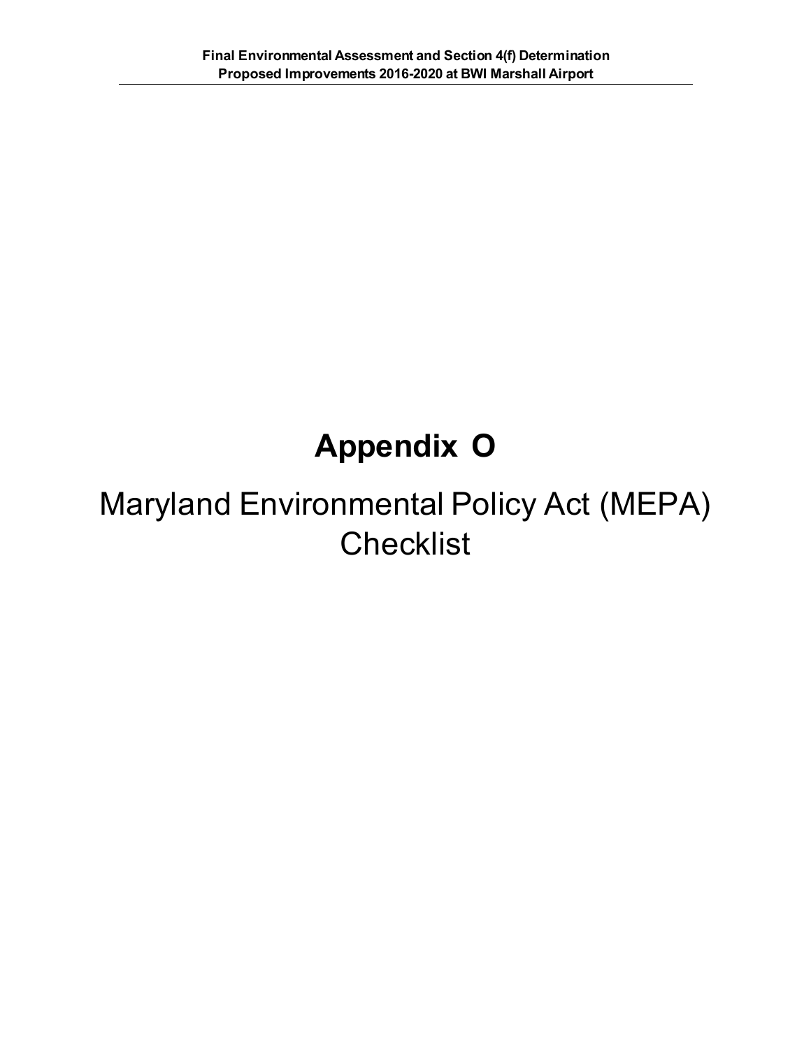# Appendix O

## Maryland Environmental Policy Act (MEPA) Checklist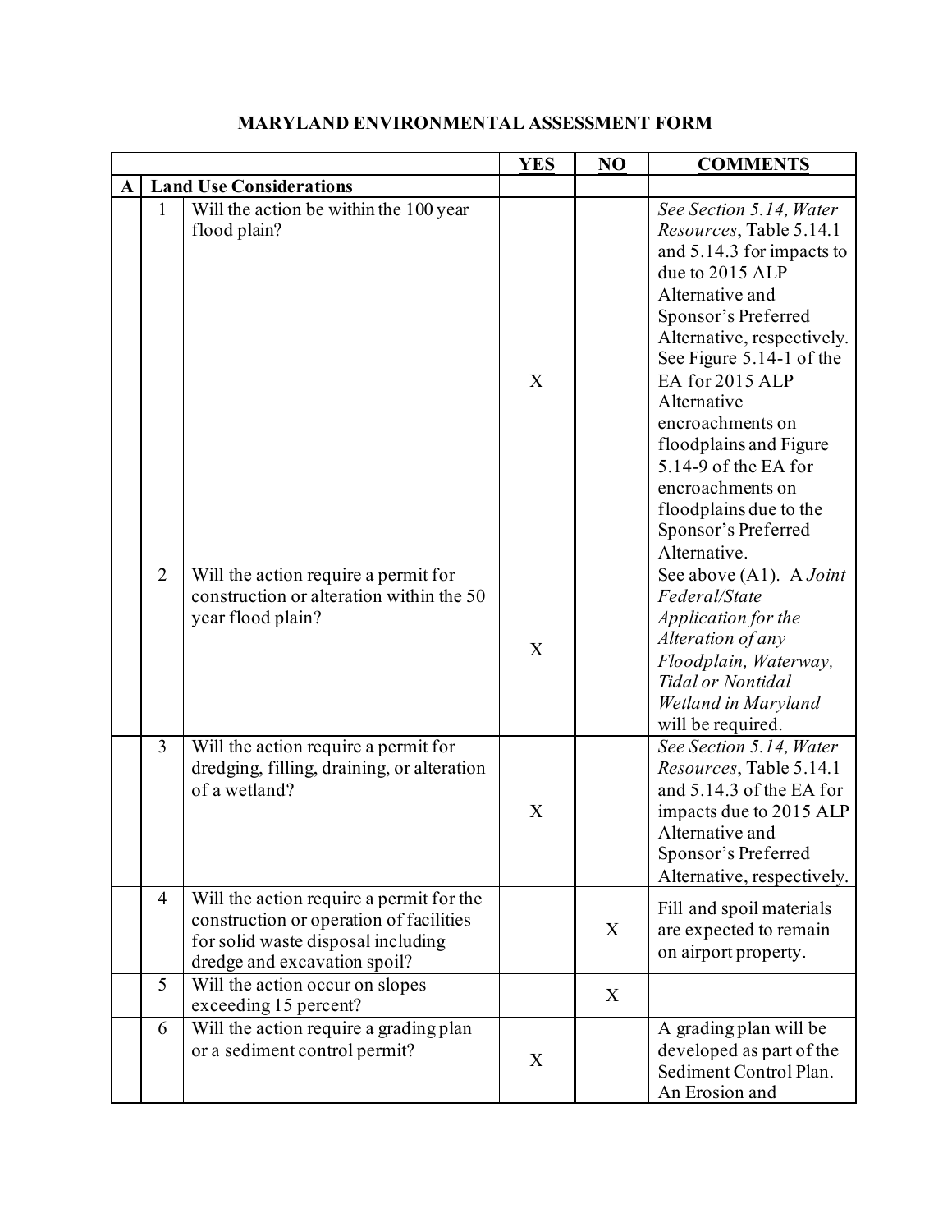# MARYLAND ENVIRONMENTAL ASSESSMENT FORM

| | | | YES | NO | COMMENTS |
|---|---|---|---|---|---|
| **A** | **Land Use Considerations** | | | | |
| | 1 | Will the action be within the 100 year flood plain? | X | | *See Section 5.14, Water Resources*, Table 5.14.1 and 5.14.3 for impacts to due to 2015 ALP Alternative and Sponsor's Preferred Alternative, respectively. See Figure 5.14-1 of the EA for 2015 ALP Alternative encroachments on floodplains and Figure 5.14-9 of the EA for encroachments on floodplains due to the Sponsor's Preferred Alternative. |
| | 2 | Will the action require a permit for construction or alteration within the 50 year flood plain? | X | | See above (A1). A *Joint Federal/State Application for the Alteration of any Floodplain, Waterway, Tidal or Nontidal Wetland in Maryland* will be required. |
| | 3 | Will the action require a permit for dredging, filling, draining, or alteration of a wetland? | X | | *See Section 5.14, Water Resources*, Table 5.14.1 and 5.14.3 of the EA for impacts due to 2015 ALP Alternative and Sponsor's Preferred Alternative, respectively. |
| | 4 | Will the action require a permit for the construction or operation of facilities for solid waste disposal including dredge and excavation spoil? | | X | Fill and spoil materials are expected to remain on airport property. |
| | 5 | Will the action occur on slopes exceeding 15 percent? | | X | |
| | 6 | Will the action require a grading plan or a sediment control permit? | X | | A grading plan will be developed as part of the Sediment Control Plan. An Erosion and |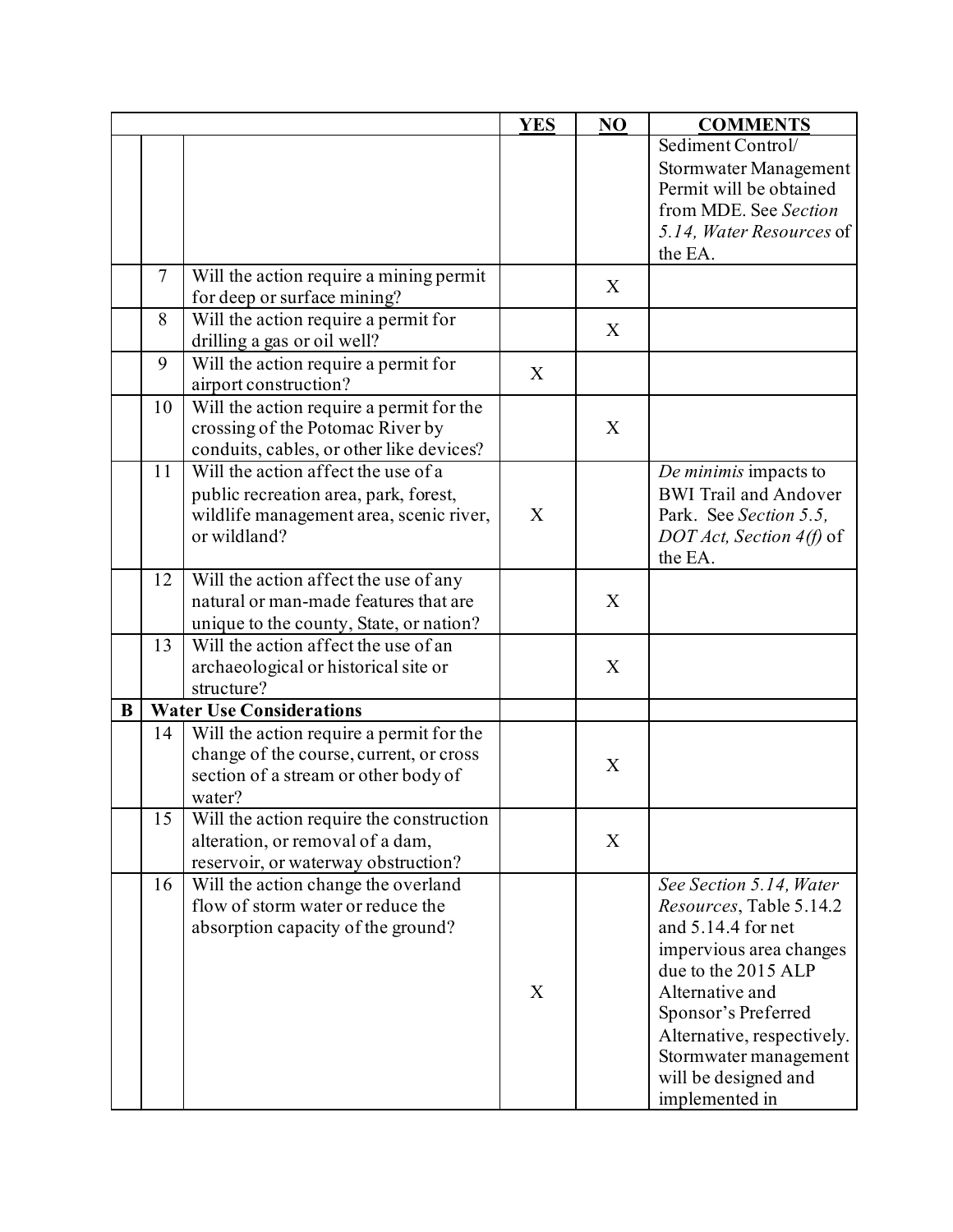| | | | YES | NO | COMMENTS |
|---|---|---|---|---|---|
| | | | | | Sediment Control/ Stormwater Management Permit will be obtained from MDE. See *Section 5.14, Water Resources* of the EA. |
| | 7 | Will the action require a mining permit for deep or surface mining? | | X | |
| | 8 | Will the action require a permit for drilling a gas or oil well? | | X | |
| | 9 | Will the action require a permit for airport construction? | X | | |
| | 10 | Will the action require a permit for the crossing of the Potomac River by conduits, cables, or other like devices? | | X | |
| | 11 | Will the action affect the use of a public recreation area, park, forest, wildlife management area, scenic river, or wildland? | X | | *De minimis* impacts to BWI Trail and Andover Park. See *Section 5.5, DOT Act, Section 4(f)* of the EA. |
| | 12 | Will the action affect the use of any natural or man-made features that are unique to the county, State, or nation? | | X | |
| | 13 | Will the action affect the use of an archaeological or historical site or structure? | | X | |
| **B** | **Water Use Considerations** | | | | |
| | 14 | Will the action require a permit for the change of the course, current, or cross section of a stream or other body of water? | | X | |
| | 15 | Will the action require the construction alteration, or removal of a dam, reservoir, or waterway obstruction? | | X | |
| | 16 | Will the action change the overland flow of storm water or reduce the absorption capacity of the ground? | X | | *See Section 5.14, Water Resources*, Table 5.14.2 and 5.14.4 for net impervious area changes due to the 2015 ALP Alternative and Sponsor's Preferred Alternative, respectively. Stormwater management will be designed and implemented in |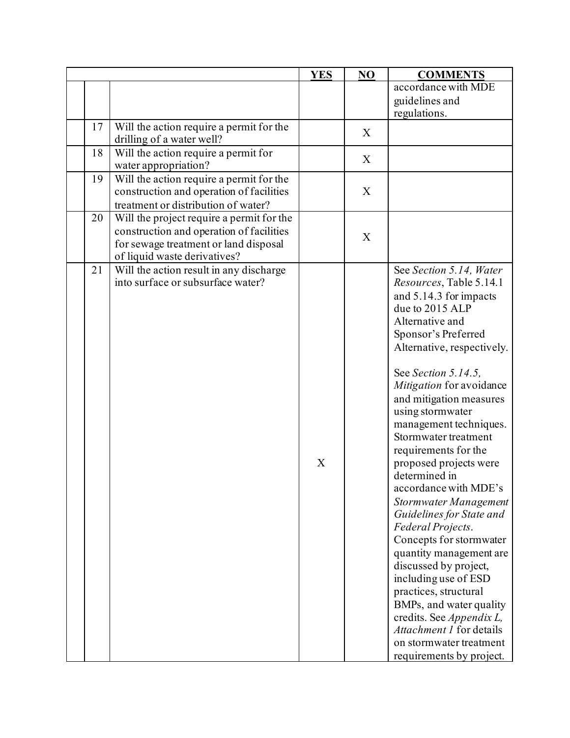| | | | YES | NO | COMMENTS |
|---|---|---|---|---|---|
| | | | | | accordance with MDE guidelines and regulations. |
| | 17 | Will the action require a permit for the drilling of a water well? | | X | |
| | 18 | Will the action require a permit for water appropriation? | | X | |
| | 19 | Will the action require a permit for the construction and operation of facilities treatment or distribution of water? | | X | |
| | 20 | Will the project require a permit for the construction and operation of facilities for sewage treatment or land disposal of liquid waste derivatives? | | X | |
| | 21 | Will the action result in any discharge into surface or subsurface water? | X | | See *Section 5.14, Water Resources*, Table 5.14.1 and 5.14.3 for impacts due to 2015 ALP Alternative and Sponsor's Preferred Alternative, respectively.<br><br>See *Section 5.14.5, Mitigation* for avoidance and mitigation measures using stormwater management techniques. Stormwater treatment requirements for the proposed projects were determined in accordance with MDE's *Stormwater Management Guidelines for State and Federal Projects*. Concepts for stormwater quantity management are discussed by project, including use of ESD practices, structural BMPs, and water quality credits. See *Appendix L, Attachment 1* for details on stormwater treatment requirements by project. |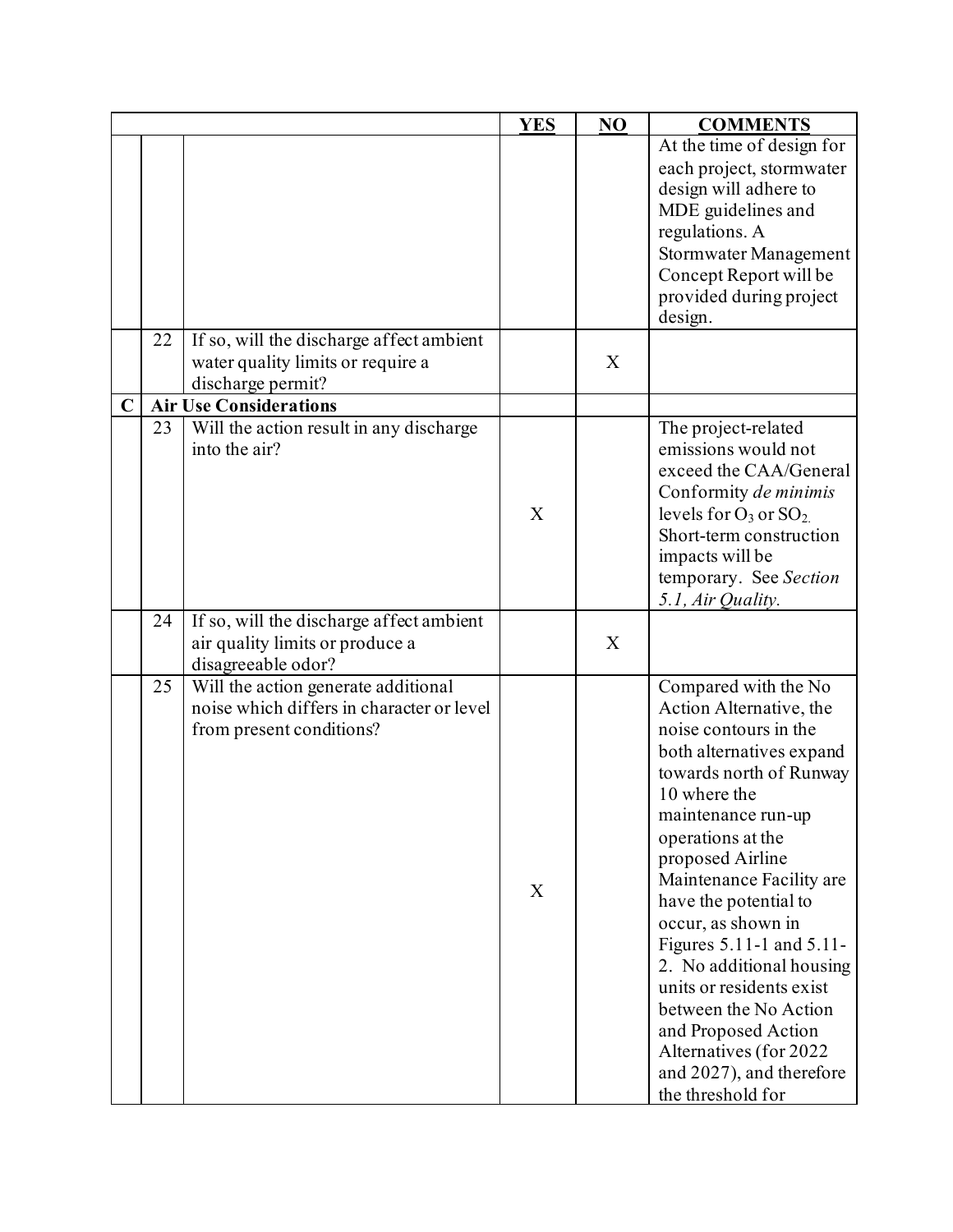| | | | YES | NO | COMMENTS |
|---|---|---|---|---|---|
| | | | | | At the time of design for each project, stormwater design will adhere to MDE guidelines and regulations. A Stormwater Management Concept Report will be provided during project design. |
| | 22 | If so, will the discharge affect ambient water quality limits or require a discharge permit? | | X | |
| **C** | **Air Use Considerations** | | | | |
| | 23 | Will the action result in any discharge into the air? | X | | The project-related emissions would not exceed the CAA/General Conformity *de minimis* levels for $O_3$ or $SO_2$. Short-term construction impacts will be temporary. See *Section 5.1, Air Quality.* |
| | 24 | If so, will the discharge affect ambient air quality limits or produce a disagreeable odor? | | X | |
| | 25 | Will the action generate additional noise which differs in character or level from present conditions? | X | | Compared with the No Action Alternative, the noise contours in the both alternatives expand towards north of Runway 10 where the maintenance run-up operations at the proposed Airline Maintenance Facility are have the potential to occur, as shown in Figures 5.11-1 and 5.11-2. No additional housing units or residents exist between the No Action and Proposed Action Alternatives (for 2022 and 2027), and therefore the threshold for |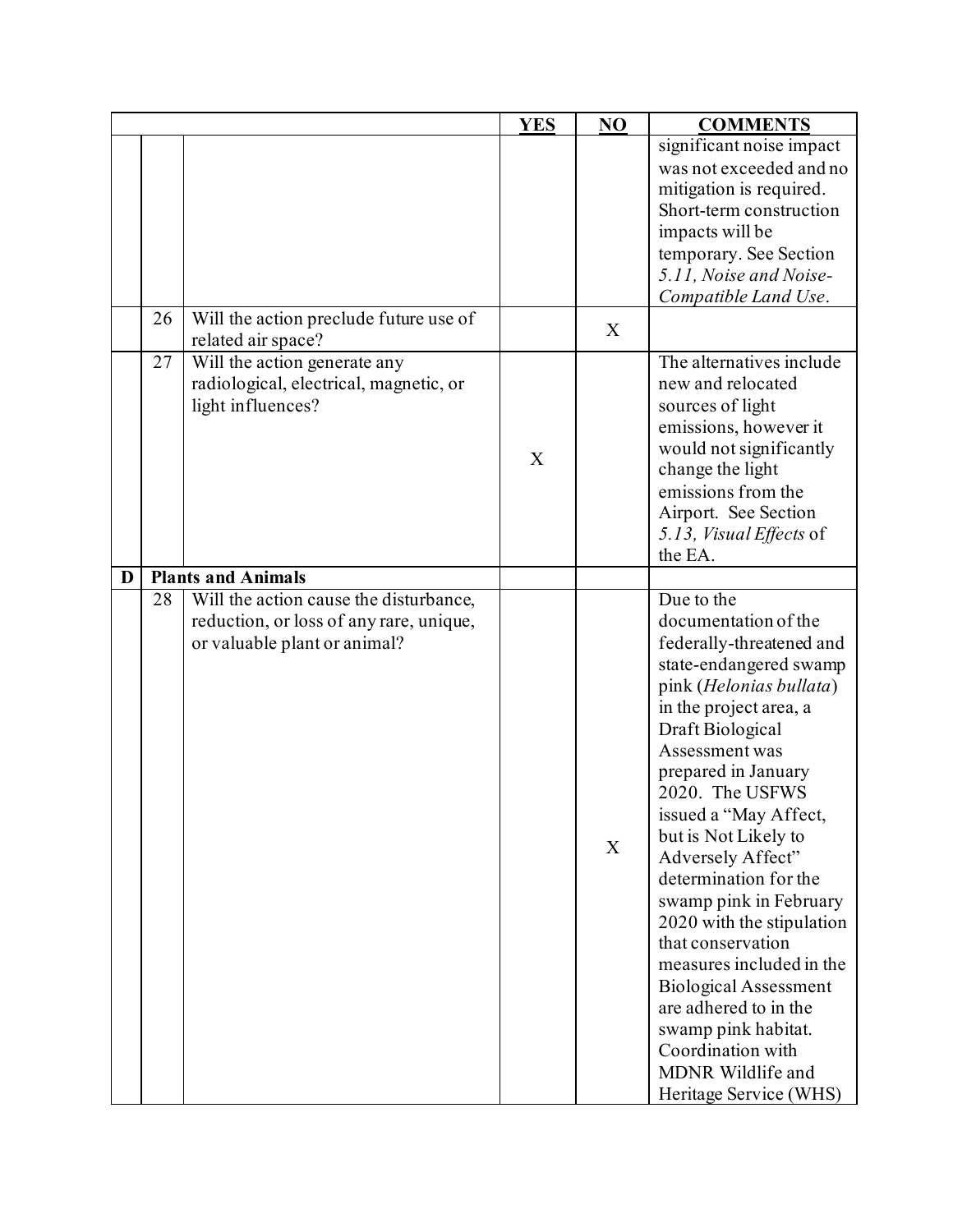| | | | YES | NO | COMMENTS |
|---|---|---|---|---|---|
| | | | | | significant noise impact was not exceeded and no mitigation is required. Short-term construction impacts will be temporary. See Section *5.11, Noise and Noise-Compatible Land Use*. |
| | 26 | Will the action preclude future use of related air space? | | X | |
| | 27 | Will the action generate any radiological, electrical, magnetic, or light influences? | X | | The alternatives include new and relocated sources of light emissions, however it would not significantly change the light emissions from the Airport. See Section *5.13, Visual Effects* of the EA. |
| **D** | **Plants and Animals** | | | | |
| | 28 | Will the action cause the disturbance, reduction, or loss of any rare, unique, or valuable plant or animal? | | X | Due to the documentation of the federally-threatened and state-endangered swamp pink (*Helonias bullata*) in the project area, a Draft Biological Assessment was prepared in January 2020. The USFWS issued a "May Affect, but is Not Likely to Adversely Affect" determination for the swamp pink in February 2020 with the stipulation that conservation measures included in the Biological Assessment are adhered to in the swamp pink habitat. Coordination with MDNR Wildlife and Heritage Service (WHS) |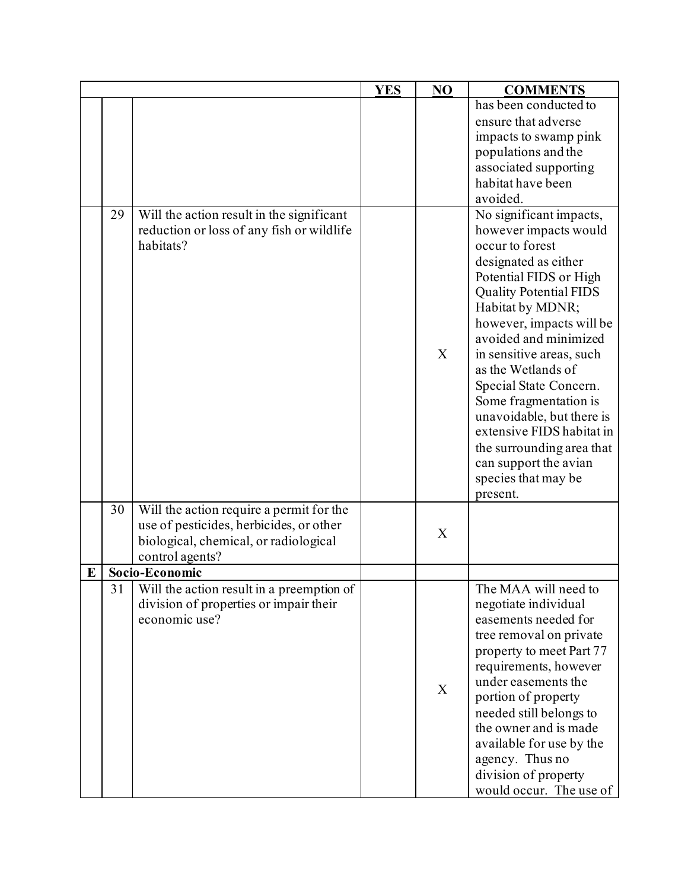| | | | YES | NO | COMMENTS |
|---|---|---|---|---|---|
| | | | | | has been conducted to ensure that adverse impacts to swamp pink populations and the associated supporting habitat have been avoided. |
| | 29 | Will the action result in the significant reduction or loss of any fish or wildlife habitats? | | X | No significant impacts, however impacts would occur to forest designated as either Potential FIDS or High Quality Potential FIDS Habitat by MDNR; however, impacts will be avoided and minimized in sensitive areas, such as the Wetlands of Special State Concern. Some fragmentation is unavoidable, but there is extensive FIDS habitat in the surrounding area that can support the avian species that may be present. |
| | 30 | Will the action require a permit for the use of pesticides, herbicides, or other biological, chemical, or radiological control agents? | | X | |
| **E** | **Socio-Economic** | | | | |
| | 31 | Will the action result in a preemption of division of properties or impair their economic use? | | X | The MAA will need to negotiate individual easements needed for tree removal on private property to meet Part 77 requirements, however under easements the portion of property needed still belongs to the owner and is made available for use by the agency. Thus no division of property would occur. The use of |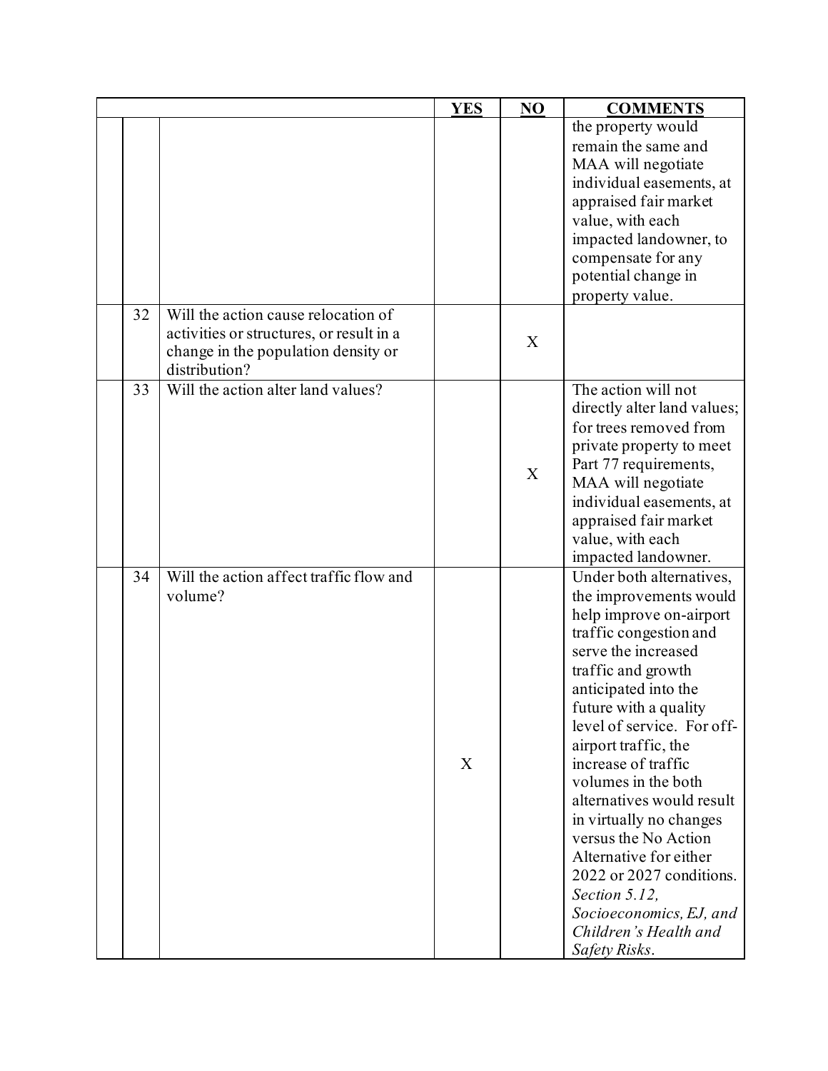| | | | YES | NO | COMMENTS |
|---|---|---|---|---|---|
| | | | | | the property would remain the same and MAA will negotiate individual easements, at appraised fair market value, with each impacted landowner, to compensate for any potential change in property value. |
| | 32 | Will the action cause relocation of activities or structures, or result in a change in the population density or distribution? | | X | |
| | 33 | Will the action alter land values? | | X | The action will not directly alter land values; for trees removed from private property to meet Part 77 requirements, MAA will negotiate individual easements, at appraised fair market value, with each impacted landowner. |
| | 34 | Will the action affect traffic flow and volume? | X | | Under both alternatives, the improvements would help improve on-airport traffic congestion and serve the increased traffic and growth anticipated into the future with a quality level of service. For off-airport traffic, the increase of traffic volumes in the both alternatives would result in virtually no changes versus the No Action Alternative for either 2022 or 2027 conditions. *Section 5.12, Socioeconomics, EJ, and Children's Health and Safety Risks*. |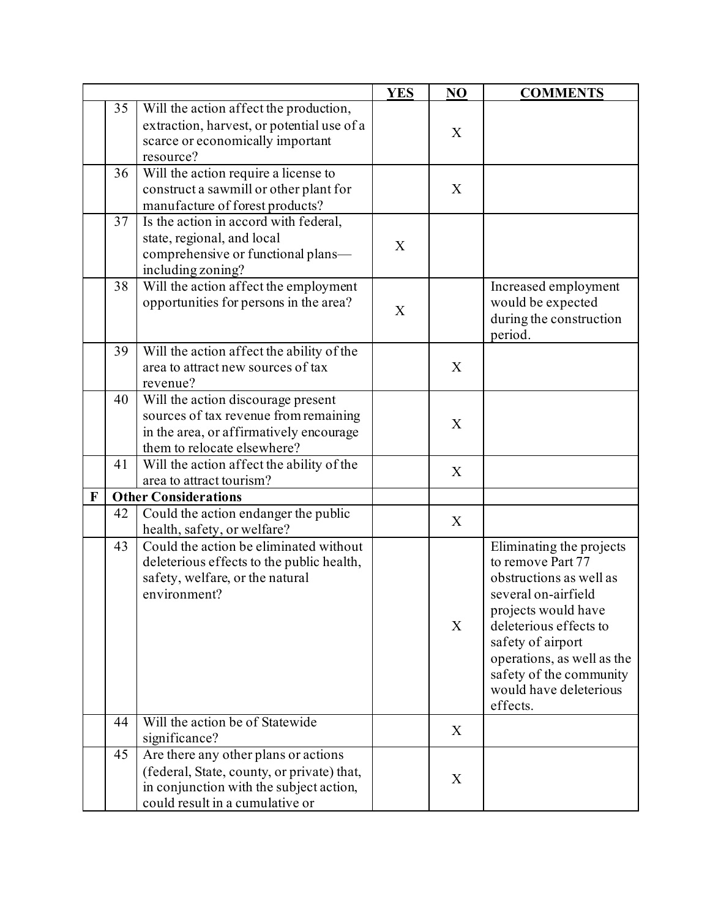| | | | YES | NO | COMMENTS |
|---|---|---|---|---|---|
| | 35 | Will the action affect the production, extraction, harvest, or potential use of a scarce or economically important resource? | | X | |
| | 36 | Will the action require a license to construct a sawmill or other plant for manufacture of forest products? | | X | |
| | 37 | Is the action in accord with federal, state, regional, and local comprehensive or functional plans—including zoning? | X | | |
| | 38 | Will the action affect the employment opportunities for persons in the area? | X | | Increased employment would be expected during the construction period. |
| | 39 | Will the action affect the ability of the area to attract new sources of tax revenue? | | X | |
| | 40 | Will the action discourage present sources of tax revenue from remaining in the area, or affirmatively encourage them to relocate elsewhere? | | X | |
| | 41 | Will the action affect the ability of the area to attract tourism? | | X | |
| **F** | **Other Considerations** | | | | |
| | 42 | Could the action endanger the public health, safety, or welfare? | | X | |
| | 43 | Could the action be eliminated without deleterious effects to the public health, safety, welfare, or the natural environment? | | X | Eliminating the projects to remove Part 77 obstructions as well as several on-airfield projects would have deleterious effects to safety of airport operations, as well as the safety of the community would have deleterious effects. |
| | 44 | Will the action be of Statewide significance? | | X | |
| | 45 | Are there any other plans or actions (federal, State, county, or private) that, in conjunction with the subject action, could result in a cumulative or | | X | |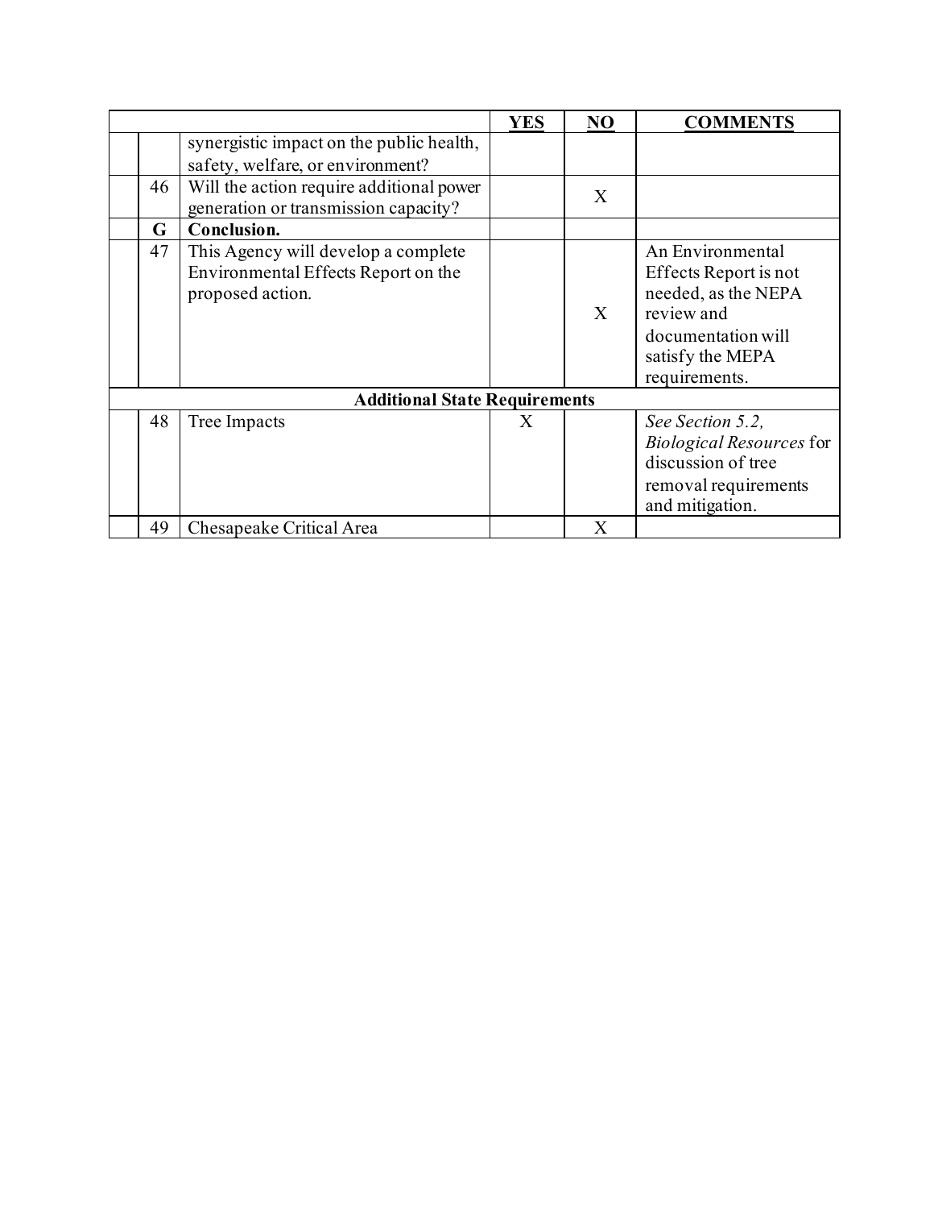| | | | YES | NO | COMMENTS |
|---|---|---|---|---|---|
| | | synergistic impact on the public health, safety, welfare, or environment? | | | |
| | 46 | Will the action require additional power generation or transmission capacity? | | X | |
| | **G** | **Conclusion.** | | | |
| | 47 | This Agency will develop a complete Environmental Effects Report on the proposed action. | | X | An Environmental Effects Report is not needed, as the NEPA review and documentation will satisfy the MEPA requirements. |
| | | **Additional State Requirements** | | | |
| | 48 | Tree Impacts | X | | *See Section 5.2, Biological Resources* for discussion of tree removal requirements and mitigation. |
| | 49 | Chesapeake Critical Area | | X | |